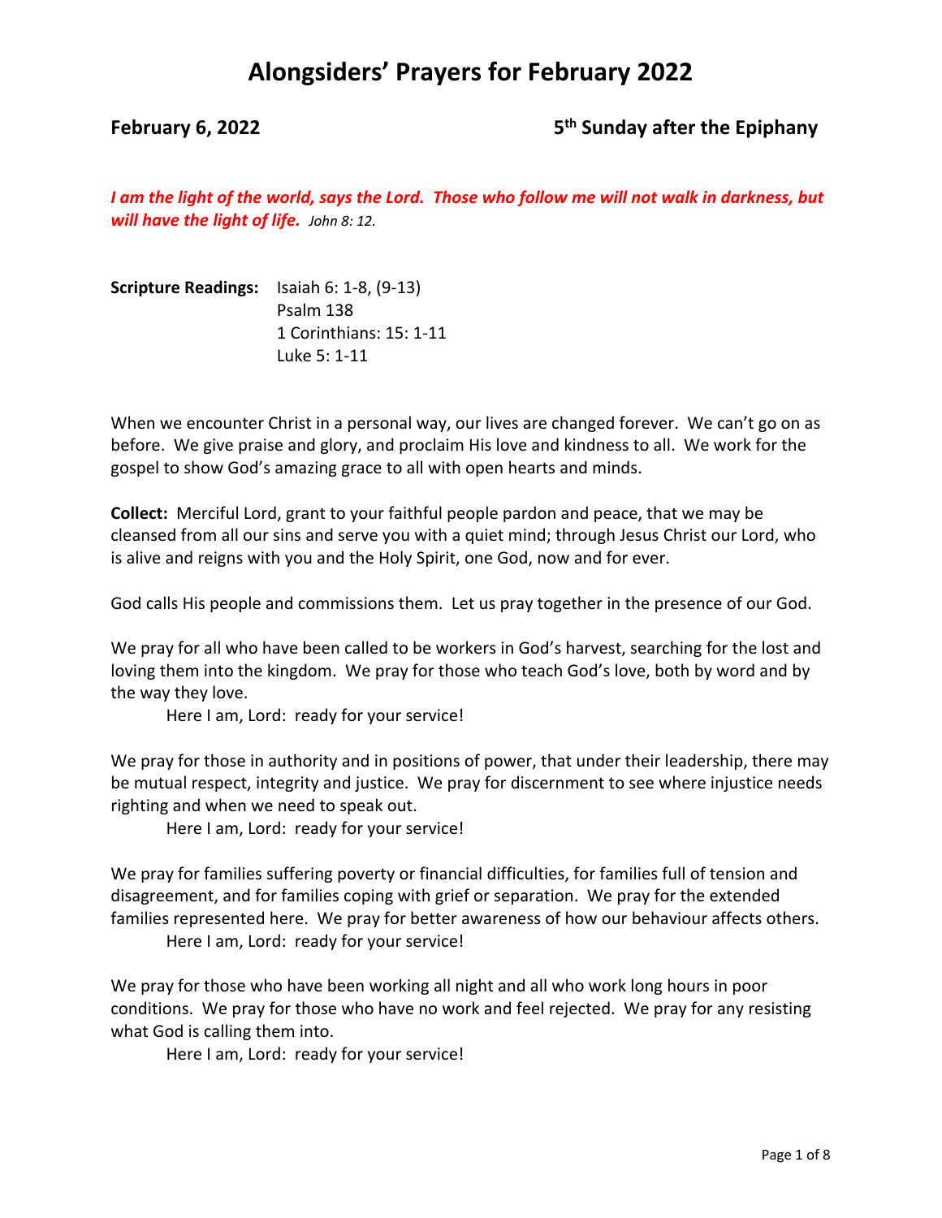# Alongsiders' Prayers for February 2022

**February 6, 2022** **5th Sunday after the Epiphany**

***I am the light of the world, says the Lord. Those who follow me will not walk in darkness, but will have the light of life.*** *John 8: 12.*

**Scripture Readings:** Isaiah 6: 1-8, (9-13)
Psalm 138
1 Corinthians: 15: 1-11
Luke 5: 1-11

When we encounter Christ in a personal way, our lives are changed forever. We can't go on as before. We give praise and glory, and proclaim His love and kindness to all. We work for the gospel to show God's amazing grace to all with open hearts and minds.

**Collect:** Merciful Lord, grant to your faithful people pardon and peace, that we may be cleansed from all our sins and serve you with a quiet mind; through Jesus Christ our Lord, who is alive and reigns with you and the Holy Spirit, one God, now and for ever.

God calls His people and commissions them. Let us pray together in the presence of our God.

We pray for all who have been called to be workers in God's harvest, searching for the lost and loving them into the kingdom. We pray for those who teach God's love, both by word and by the way they love.

Here I am, Lord: ready for your service!

We pray for those in authority and in positions of power, that under their leadership, there may be mutual respect, integrity and justice. We pray for discernment to see where injustice needs righting and when we need to speak out.

Here I am, Lord: ready for your service!

We pray for families suffering poverty or financial difficulties, for families full of tension and disagreement, and for families coping with grief or separation. We pray for the extended families represented here. We pray for better awareness of how our behaviour affects others.

Here I am, Lord: ready for your service!

We pray for those who have been working all night and all who work long hours in poor conditions. We pray for those who have no work and feel rejected. We pray for any resisting what God is calling them into.

Here I am, Lord: ready for your service!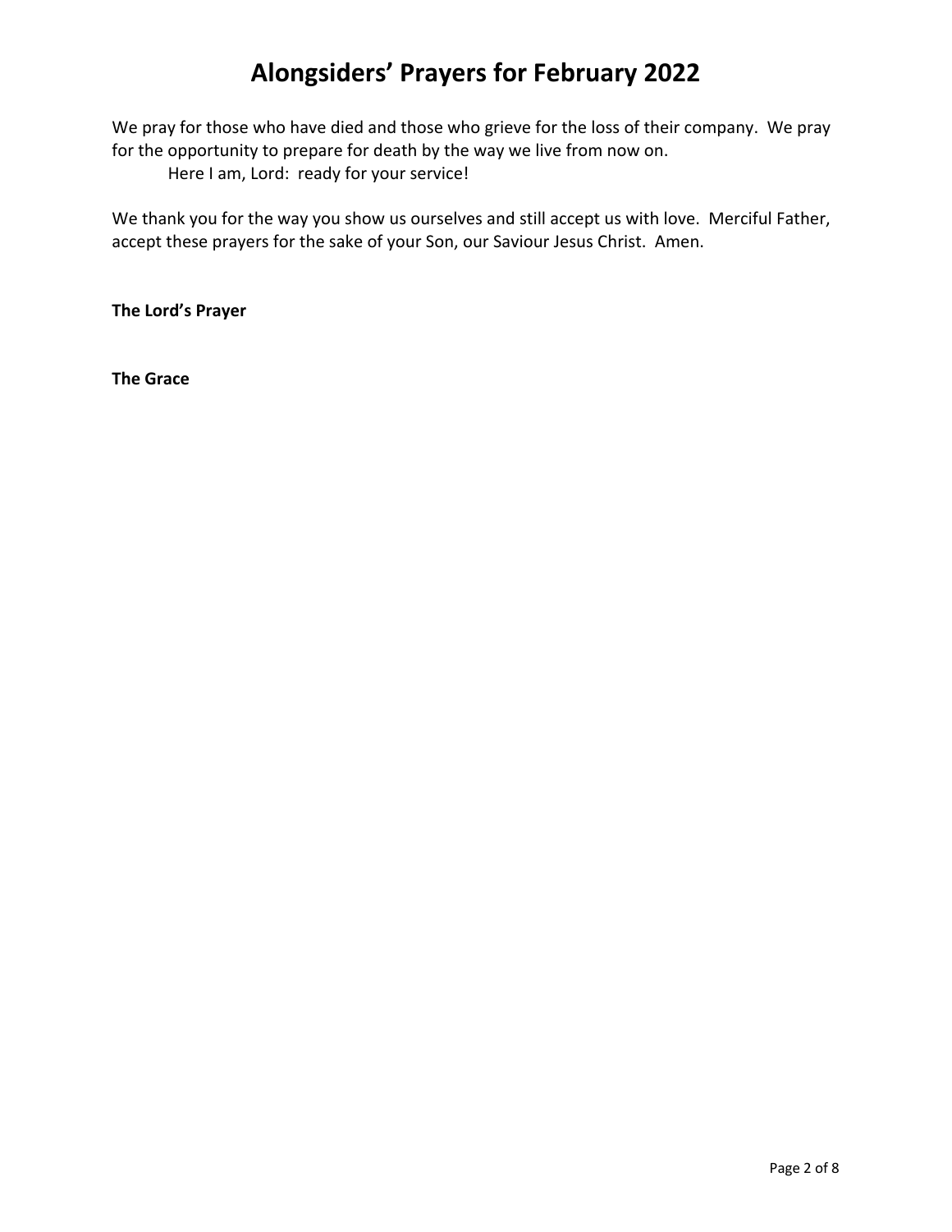# Alongsiders' Prayers for February 2022

We pray for those who have died and those who grieve for the loss of their company. We pray for the opportunity to prepare for death by the way we live from now on.

Here I am, Lord: ready for your service!

We thank you for the way you show us ourselves and still accept us with love. Merciful Father, accept these prayers for the sake of your Son, our Saviour Jesus Christ. Amen.

**The Lord's Prayer**

**The Grace**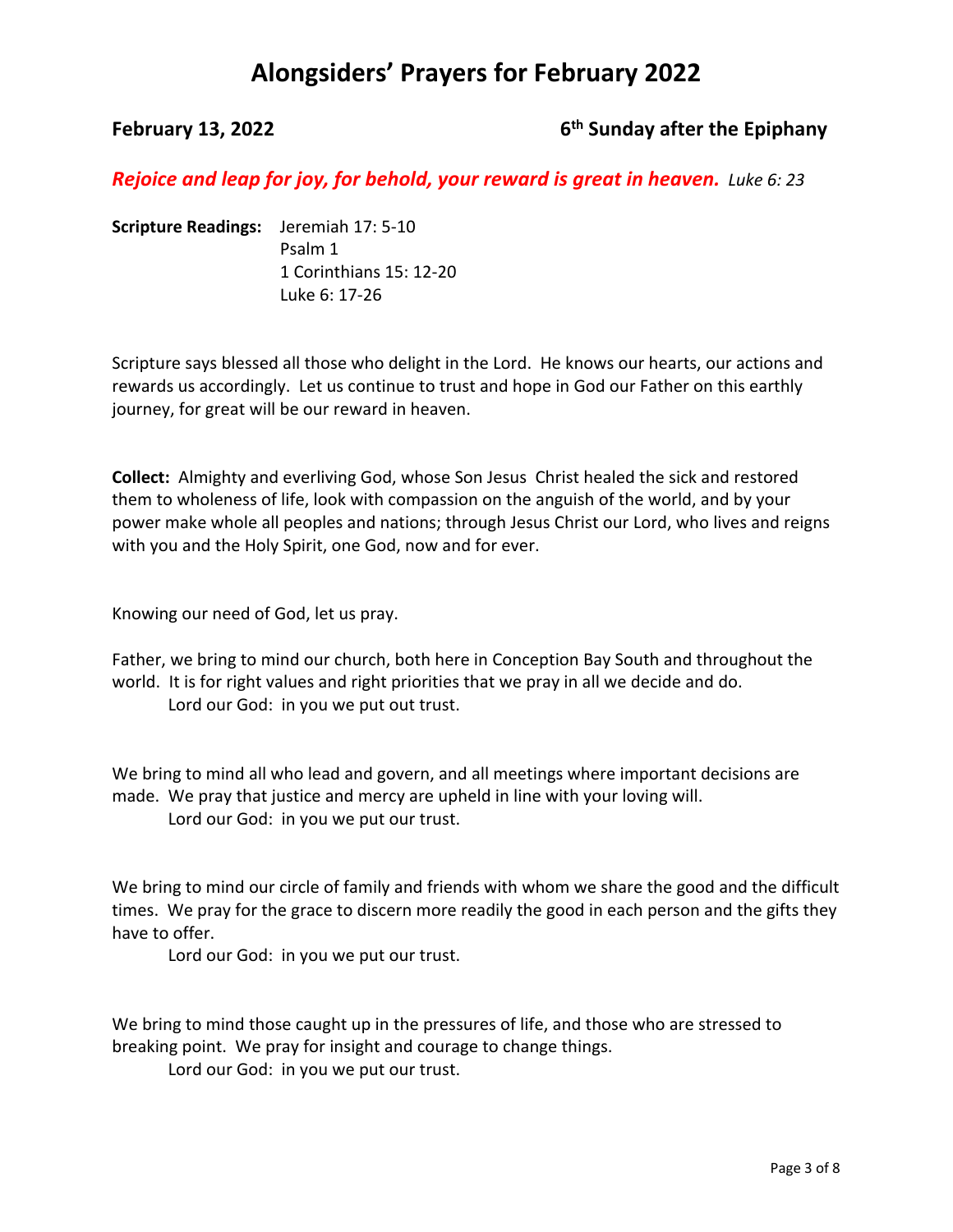# Alongsiders' Prayers for February 2022

**February 13, 2022** **6th Sunday after the Epiphany**

***Rejoice and leap for joy, for behold, your reward is great in heaven.*** *Luke 6: 23*

**Scripture Readings:** Jeremiah 17: 5-10
Psalm 1
1 Corinthians 15: 12-20
Luke 6: 17-26

Scripture says blessed all those who delight in the Lord. He knows our hearts, our actions and rewards us accordingly. Let us continue to trust and hope in God our Father on this earthly journey, for great will be our reward in heaven.

**Collect:** Almighty and everliving God, whose Son Jesus Christ healed the sick and restored them to wholeness of life, look with compassion on the anguish of the world, and by your power make whole all peoples and nations; through Jesus Christ our Lord, who lives and reigns with you and the Holy Spirit, one God, now and for ever.

Knowing our need of God, let us pray.

Father, we bring to mind our church, both here in Conception Bay South and throughout the world. It is for right values and right priorities that we pray in all we decide and do.
Lord our God: in you we put out trust.

We bring to mind all who lead and govern, and all meetings where important decisions are made. We pray that justice and mercy are upheld in line with your loving will.
Lord our God: in you we put our trust.

We bring to mind our circle of family and friends with whom we share the good and the difficult times. We pray for the grace to discern more readily the good in each person and the gifts they have to offer.
Lord our God: in you we put our trust.

We bring to mind those caught up in the pressures of life, and those who are stressed to breaking point. We pray for insight and courage to change things.
Lord our God: in you we put our trust.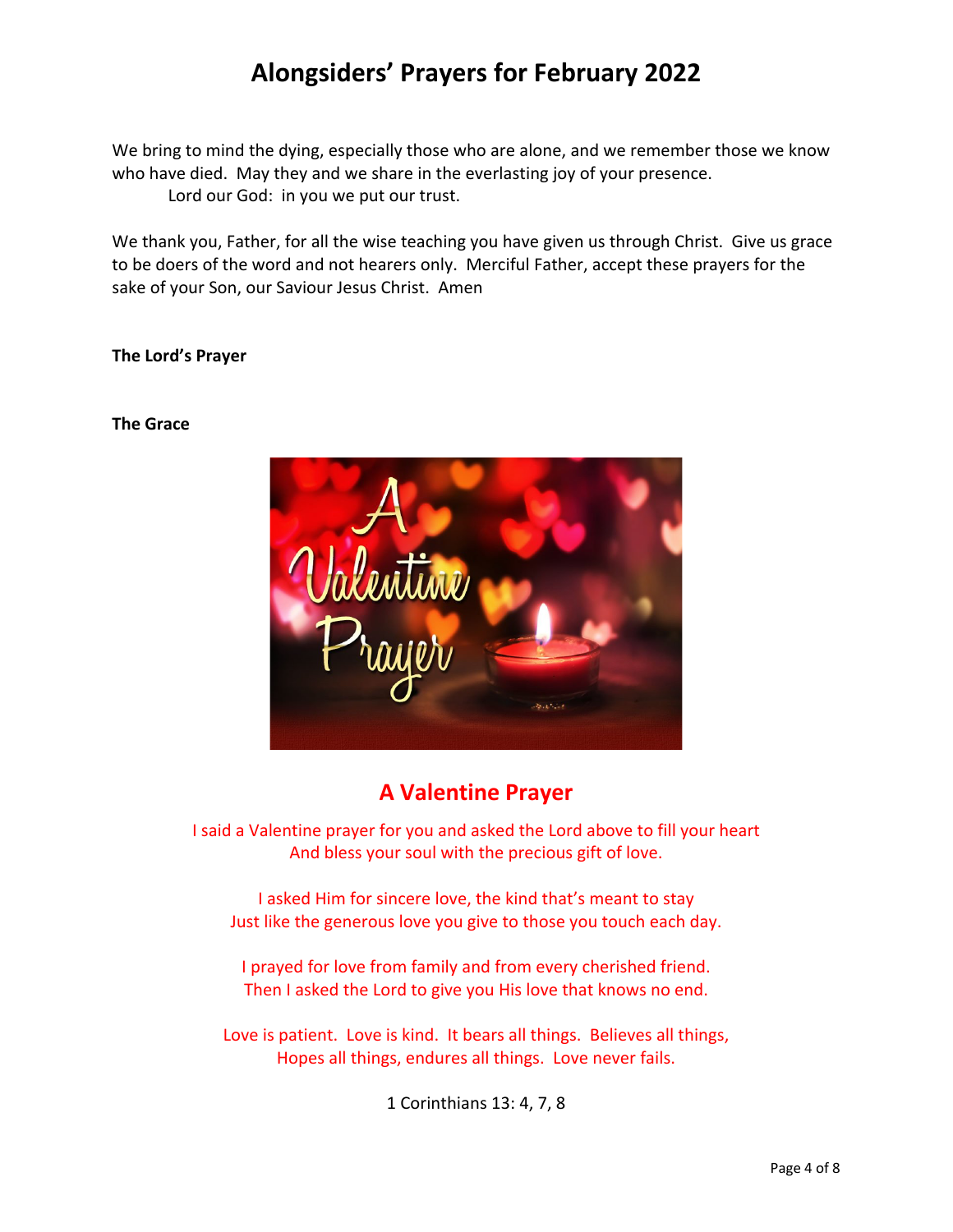# Alongsiders' Prayers for February 2022

We bring to mind the dying, especially those who are alone, and we remember those we know who have died. May they and we share in the everlasting joy of your presence.

Lord our God: in you we put our trust.

We thank you, Father, for all the wise teaching you have given us through Christ. Give us grace to be doers of the word and not hearers only. Merciful Father, accept these prayers for the sake of your Son, our Saviour Jesus Christ. Amen

**The Lord's Prayer**

**The Grace**

## A Valentine Prayer

I said a Valentine prayer for you and asked the Lord above to fill your heart
And bless your soul with the precious gift of love.

I asked Him for sincere love, the kind that's meant to stay
Just like the generous love you give to those you touch each day.

I prayed for love from family and from every cherished friend.
Then I asked the Lord to give you His love that knows no end.

Love is patient. Love is kind. It bears all things. Believes all things,
Hopes all things, endures all things. Love never fails.

1 Corinthians 13: 4, 7, 8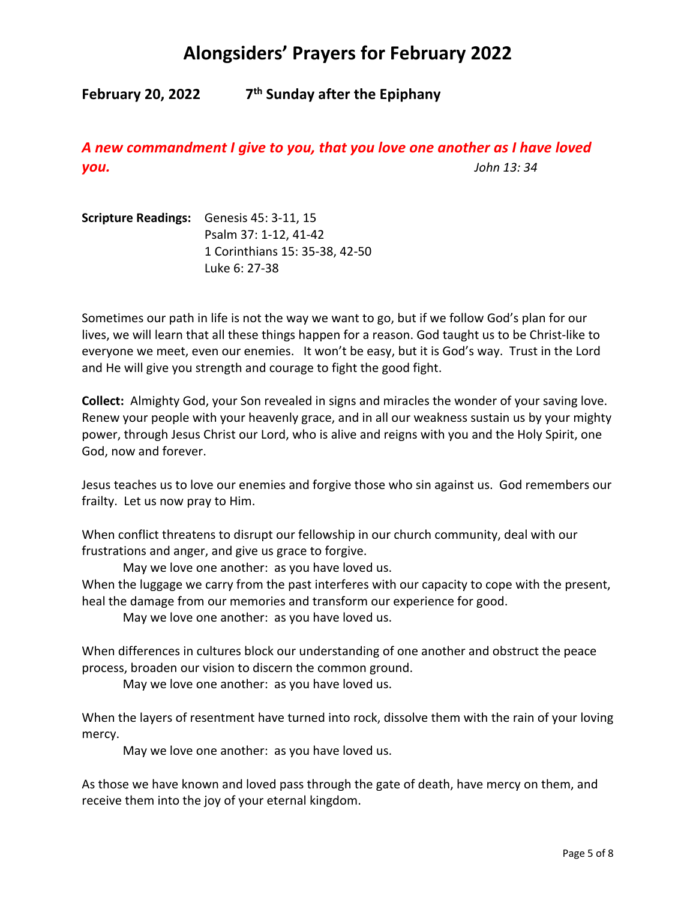# Alongsiders' Prayers for February 2022

**February 20, 2022 7th Sunday after the Epiphany**

***A new commandment I give to you, that you love one another as I have loved you.*** *John 13: 34*

**Scripture Readings:** Genesis 45: 3-11, 15
Psalm 37: 1-12, 41-42
1 Corinthians 15: 35-38, 42-50
Luke 6: 27-38

Sometimes our path in life is not the way we want to go, but if we follow God's plan for our lives, we will learn that all these things happen for a reason. God taught us to be Christ-like to everyone we meet, even our enemies. It won't be easy, but it is God's way. Trust in the Lord and He will give you strength and courage to fight the good fight.

**Collect:** Almighty God, your Son revealed in signs and miracles the wonder of your saving love. Renew your people with your heavenly grace, and in all our weakness sustain us by your mighty power, through Jesus Christ our Lord, who is alive and reigns with you and the Holy Spirit, one God, now and forever.

Jesus teaches us to love our enemies and forgive those who sin against us. God remembers our frailty. Let us now pray to Him.

When conflict threatens to disrupt our fellowship in our church community, deal with our frustrations and anger, and give us grace to forgive.

May we love one another: as you have loved us.

When the luggage we carry from the past interferes with our capacity to cope with the present, heal the damage from our memories and transform our experience for good.

May we love one another: as you have loved us.

When differences in cultures block our understanding of one another and obstruct the peace process, broaden our vision to discern the common ground.

May we love one another: as you have loved us.

When the layers of resentment have turned into rock, dissolve them with the rain of your loving mercy.

May we love one another: as you have loved us.

As those we have known and loved pass through the gate of death, have mercy on them, and receive them into the joy of your eternal kingdom.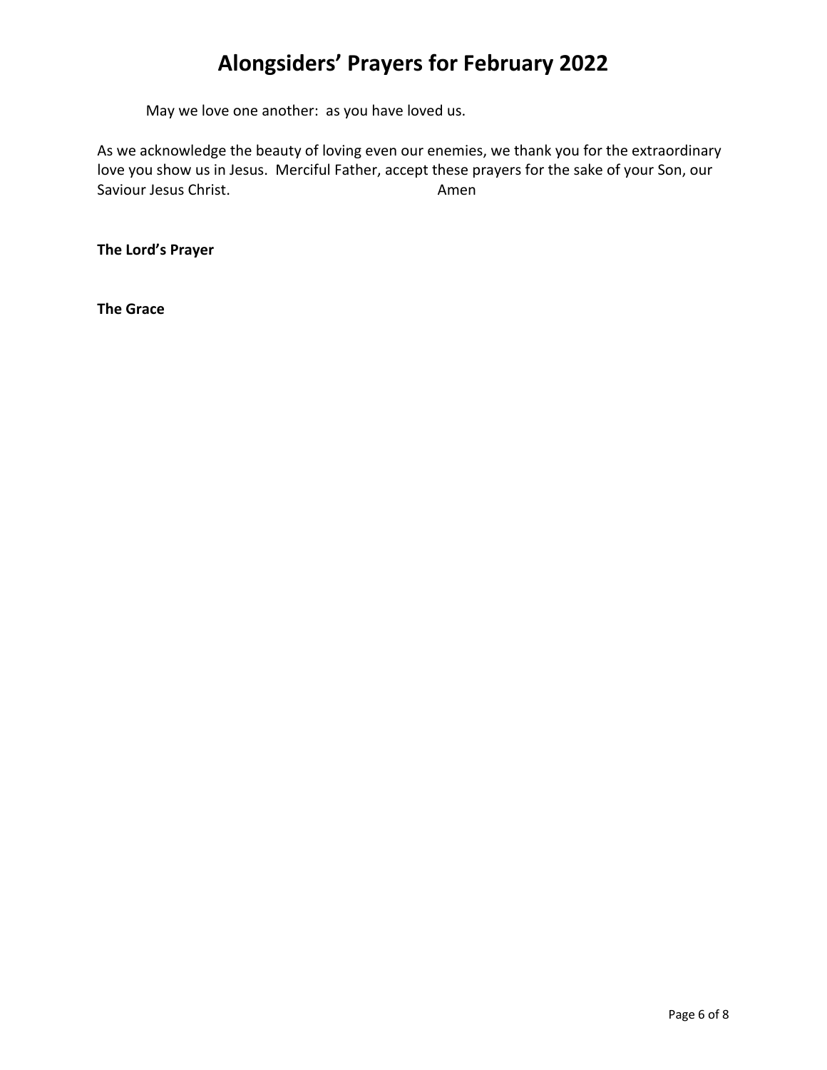# Alongsiders' Prayers for February 2022

May we love one another: as you have loved us.

As we acknowledge the beauty of loving even our enemies, we thank you for the extraordinary love you show us in Jesus. Merciful Father, accept these prayers for the sake of your Son, our Saviour Jesus Christ. Amen

**The Lord's Prayer**

**The Grace**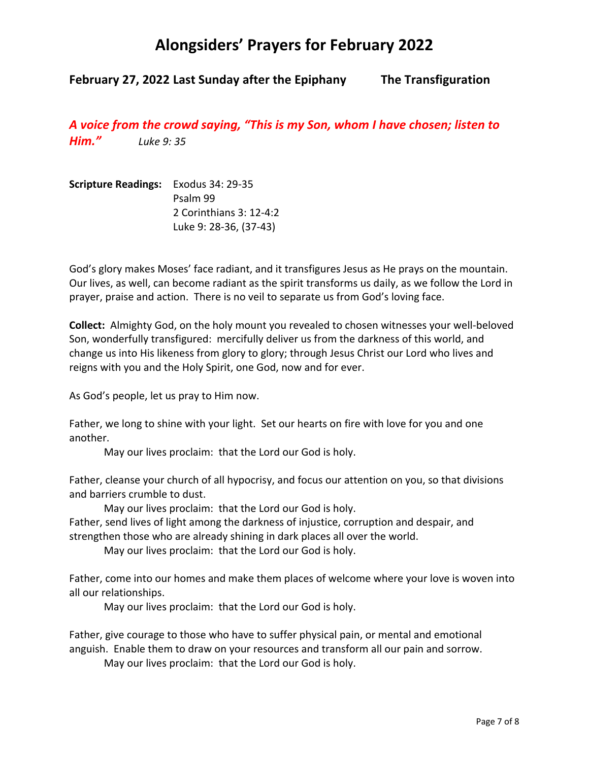# Alongsiders' Prayers for February 2022

**February 27, 2022 Last Sunday after the Epiphany The Transfiguration**

***A voice from the crowd saying, "This is my Son, whom I have chosen; listen to Him."*** *Luke 9: 35*

**Scripture Readings:** Exodus 34: 29-35
Psalm 99
2 Corinthians 3: 12-4:2
Luke 9: 28-36, (37-43)

God's glory makes Moses' face radiant, and it transfigures Jesus as He prays on the mountain. Our lives, as well, can become radiant as the spirit transforms us daily, as we follow the Lord in prayer, praise and action. There is no veil to separate us from God's loving face.

**Collect:** Almighty God, on the holy mount you revealed to chosen witnesses your well-beloved Son, wonderfully transfigured: mercifully deliver us from the darkness of this world, and change us into His likeness from glory to glory; through Jesus Christ our Lord who lives and reigns with you and the Holy Spirit, one God, now and for ever.

As God's people, let us pray to Him now.

Father, we long to shine with your light. Set our hearts on fire with love for you and one another.

May our lives proclaim: that the Lord our God is holy.

Father, cleanse your church of all hypocrisy, and focus our attention on you, so that divisions and barriers crumble to dust.

May our lives proclaim: that the Lord our God is holy.

Father, send lives of light among the darkness of injustice, corruption and despair, and strengthen those who are already shining in dark places all over the world.

May our lives proclaim: that the Lord our God is holy.

Father, come into our homes and make them places of welcome where your love is woven into all our relationships.

May our lives proclaim: that the Lord our God is holy.

Father, give courage to those who have to suffer physical pain, or mental and emotional anguish. Enable them to draw on your resources and transform all our pain and sorrow.

May our lives proclaim: that the Lord our God is holy.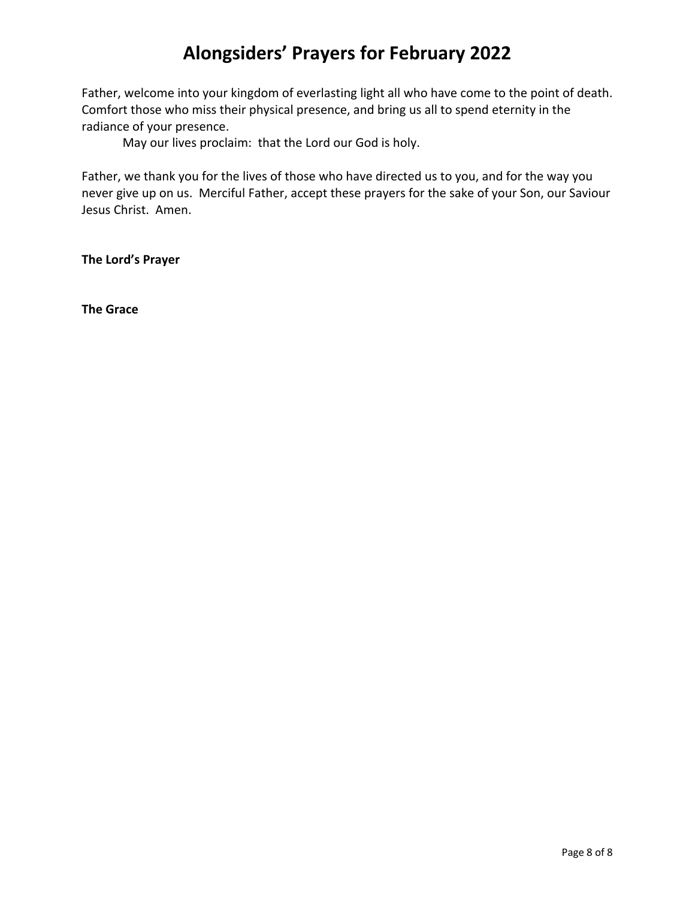# Alongsiders' Prayers for February 2022

Father, welcome into your kingdom of everlasting light all who have come to the point of death. Comfort those who miss their physical presence, and bring us all to spend eternity in the radiance of your presence.

May our lives proclaim: that the Lord our God is holy.

Father, we thank you for the lives of those who have directed us to you, and for the way you never give up on us. Merciful Father, accept these prayers for the sake of your Son, our Saviour Jesus Christ. Amen.

**The Lord's Prayer**

**The Grace**